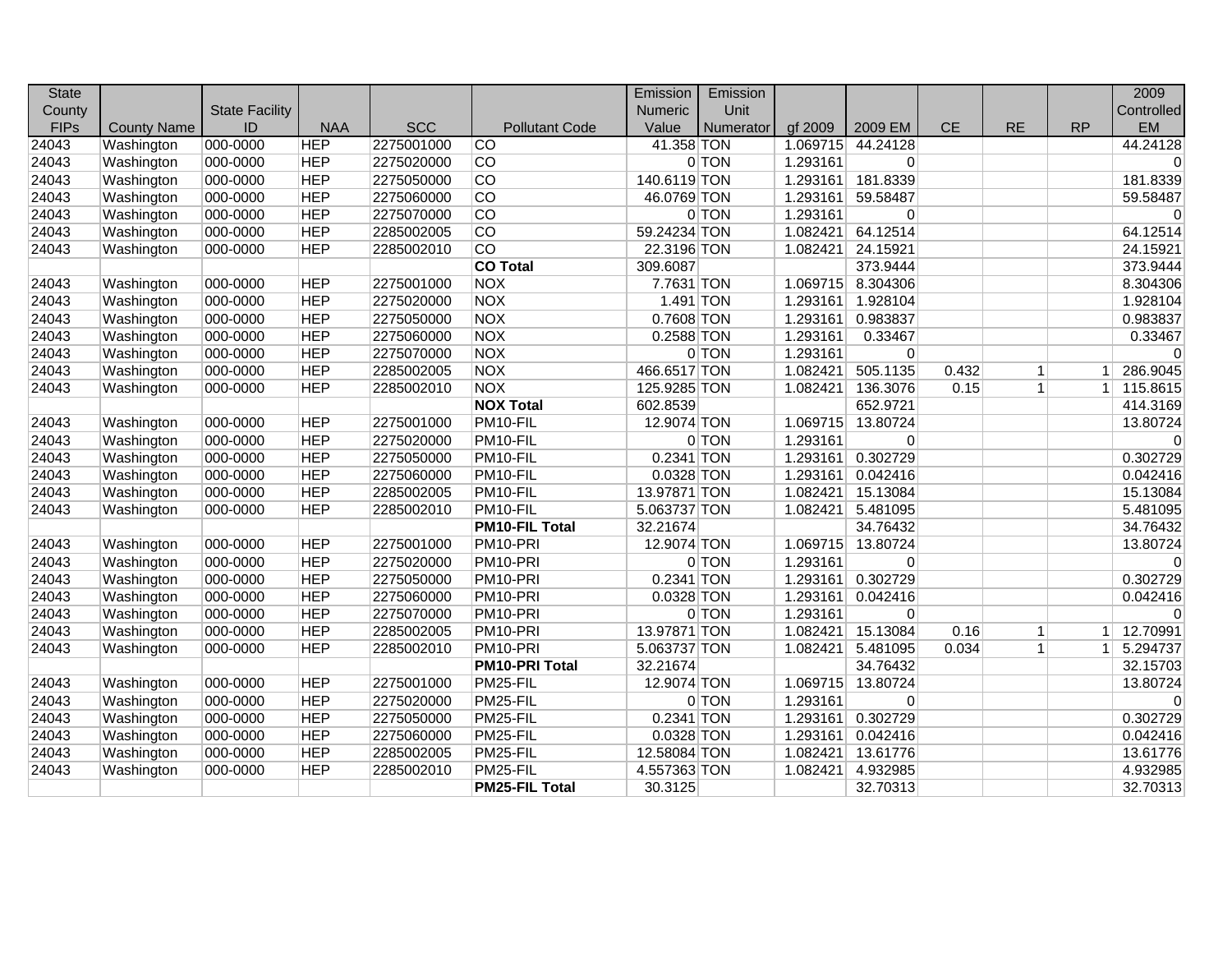| State County FIPs | County Name | State Facility ID | NAA | SCC | Pollutant Code | Emission Numeric Value | Emission Unit Numerator | gf 2009 | 2009 EM | CE | RE | RP | 2009 Controlled EM |
|---|---|---|---|---|---|---|---|---|---|---|---|---|---|
| 24043 | Washington | 000-0000 | HEP | 2275001000 | CO | 41.358 | TON | 1.069715 | 44.24128 | | | | 44.24128 |
| 24043 | Washington | 000-0000 | HEP | 2275020000 | CO | 0 | TON | 1.293161 | 0 | | | | 0 |
| 24043 | Washington | 000-0000 | HEP | 2275050000 | CO | 140.6119 | TON | 1.293161 | 181.8339 | | | | 181.8339 |
| 24043 | Washington | 000-0000 | HEP | 2275060000 | CO | 46.0769 | TON | 1.293161 | 59.58487 | | | | 59.58487 |
| 24043 | Washington | 000-0000 | HEP | 2275070000 | CO | 0 | TON | 1.293161 | 0 | | | | 0 |
| 24043 | Washington | 000-0000 | HEP | 2285002005 | CO | 59.24234 | TON | 1.082421 | 64.12514 | | | | 64.12514 |
| 24043 | Washington | 000-0000 | HEP | 2285002010 | CO | 22.3196 | TON | 1.082421 | 24.15921 | | | | 24.15921 |
| | | | | | **CO Total** | 309.6087 | | | 373.9444 | | | | 373.9444 |
| 24043 | Washington | 000-0000 | HEP | 2275001000 | NOX | 7.7631 | TON | 1.069715 | 8.304306 | | | | 8.304306 |
| 24043 | Washington | 000-0000 | HEP | 2275020000 | NOX | 1.491 | TON | 1.293161 | 1.928104 | | | | 1.928104 |
| 24043 | Washington | 000-0000 | HEP | 2275050000 | NOX | 0.7608 | TON | 1.293161 | 0.983837 | | | | 0.983837 |
| 24043 | Washington | 000-0000 | HEP | 2275060000 | NOX | 0.2588 | TON | 1.293161 | 0.33467 | | | | 0.33467 |
| 24043 | Washington | 000-0000 | HEP | 2275070000 | NOX | 0 | TON | 1.293161 | 0 | | | | 0 |
| 24043 | Washington | 000-0000 | HEP | 2285002005 | NOX | 466.6517 | TON | 1.082421 | 505.1135 | 0.432 | 1 | 1 | 286.9045 |
| 24043 | Washington | 000-0000 | HEP | 2285002010 | NOX | 125.9285 | TON | 1.082421 | 136.3076 | 0.15 | 1 | 1 | 115.8615 |
| | | | | | **NOX Total** | 602.8539 | | | 652.9721 | | | | 414.3169 |
| 24043 | Washington | 000-0000 | HEP | 2275001000 | PM10-FIL | 12.9074 | TON | 1.069715 | 13.80724 | | | | 13.80724 |
| 24043 | Washington | 000-0000 | HEP | 2275020000 | PM10-FIL | 0 | TON | 1.293161 | 0 | | | | 0 |
| 24043 | Washington | 000-0000 | HEP | 2275050000 | PM10-FIL | 0.2341 | TON | 1.293161 | 0.302729 | | | | 0.302729 |
| 24043 | Washington | 000-0000 | HEP | 2275060000 | PM10-FIL | 0.0328 | TON | 1.293161 | 0.042416 | | | | 0.042416 |
| 24043 | Washington | 000-0000 | HEP | 2285002005 | PM10-FIL | 13.97871 | TON | 1.082421 | 15.13084 | | | | 15.13084 |
| 24043 | Washington | 000-0000 | HEP | 2285002010 | PM10-FIL | 5.063737 | TON | 1.082421 | 5.481095 | | | | 5.481095 |
| | | | | | **PM10-FIL Total** | 32.21674 | | | 34.76432 | | | | 34.76432 |
| 24043 | Washington | 000-0000 | HEP | 2275001000 | PM10-PRI | 12.9074 | TON | 1.069715 | 13.80724 | | | | 13.80724 |
| 24043 | Washington | 000-0000 | HEP | 2275020000 | PM10-PRI | 0 | TON | 1.293161 | 0 | | | | 0 |
| 24043 | Washington | 000-0000 | HEP | 2275050000 | PM10-PRI | 0.2341 | TON | 1.293161 | 0.302729 | | | | 0.302729 |
| 24043 | Washington | 000-0000 | HEP | 2275060000 | PM10-PRI | 0.0328 | TON | 1.293161 | 0.042416 | | | | 0.042416 |
| 24043 | Washington | 000-0000 | HEP | 2275070000 | PM10-PRI | 0 | TON | 1.293161 | 0 | | | | 0 |
| 24043 | Washington | 000-0000 | HEP | 2285002005 | PM10-PRI | 13.97871 | TON | 1.082421 | 15.13084 | 0.16 | 1 | 1 | 12.70991 |
| 24043 | Washington | 000-0000 | HEP | 2285002010 | PM10-PRI | 5.063737 | TON | 1.082421 | 5.481095 | 0.034 | 1 | 1 | 5.294737 |
| | | | | | **PM10-PRI Total** | 32.21674 | | | 34.76432 | | | | 32.15703 |
| 24043 | Washington | 000-0000 | HEP | 2275001000 | PM25-FIL | 12.9074 | TON | 1.069715 | 13.80724 | | | | 13.80724 |
| 24043 | Washington | 000-0000 | HEP | 2275020000 | PM25-FIL | 0 | TON | 1.293161 | 0 | | | | 0 |
| 24043 | Washington | 000-0000 | HEP | 2275050000 | PM25-FIL | 0.2341 | TON | 1.293161 | 0.302729 | | | | 0.302729 |
| 24043 | Washington | 000-0000 | HEP | 2275060000 | PM25-FIL | 0.0328 | TON | 1.293161 | 0.042416 | | | | 0.042416 |
| 24043 | Washington | 000-0000 | HEP | 2285002005 | PM25-FIL | 12.58084 | TON | 1.082421 | 13.61776 | | | | 13.61776 |
| 24043 | Washington | 000-0000 | HEP | 2285002010 | PM25-FIL | 4.557363 | TON | 1.082421 | 4.932985 | | | | 4.932985 |
| | | | | | **PM25-FIL Total** | 30.3125 | | | 32.70313 | | | | 32.70313 |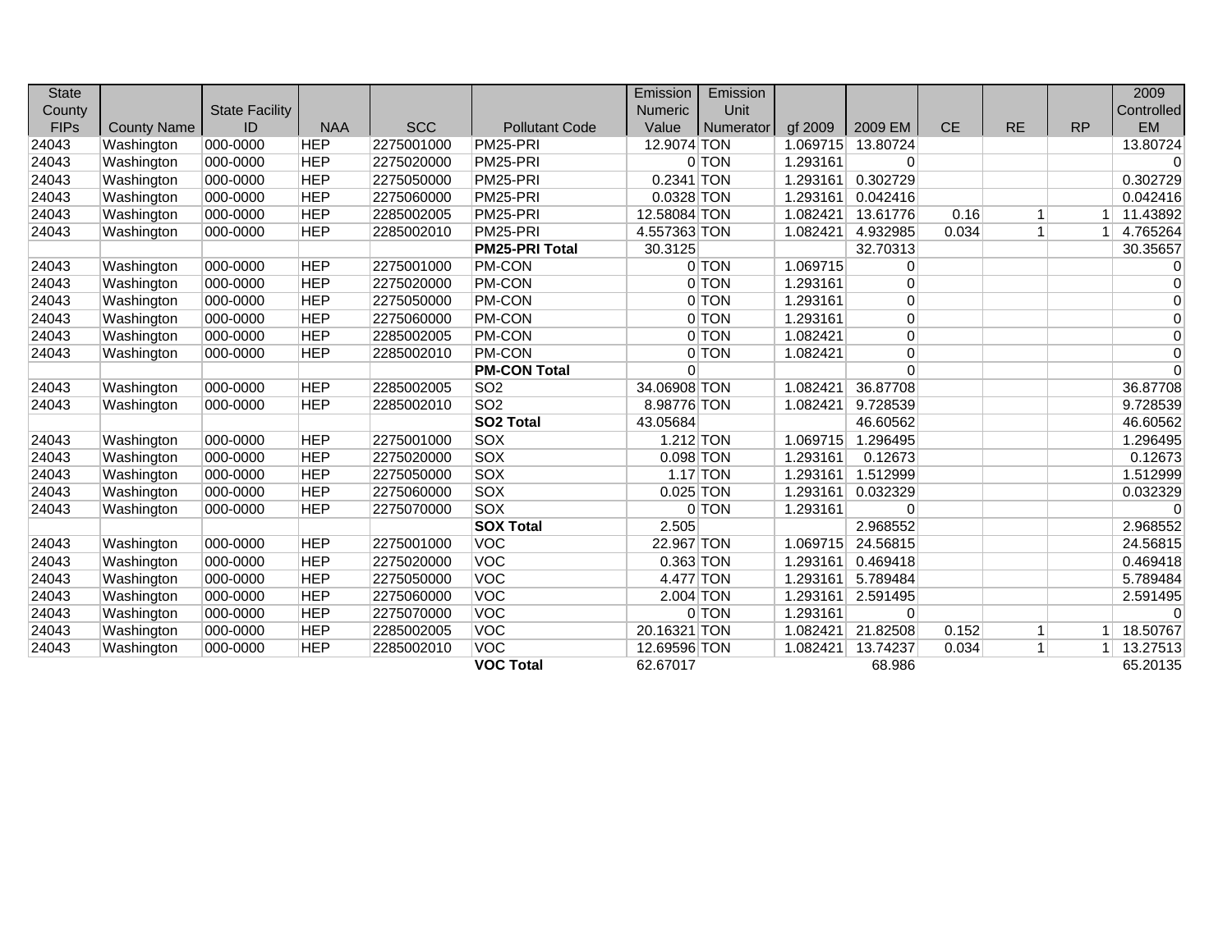| State County FIPs | County Name | State Facility ID | NAA | SCC | Pollutant Code | Emission Numeric Value | Emission Unit Numerator | gf 2009 | 2009 EM | CE | RE | RP | 2009 Controlled EM |
|---|---|---|---|---|---|---|---|---|---|---|---|---|---|
| 24043 | Washington | 000-0000 | HEP | 2275001000 | PM25-PRI | 12.9074 | TON | 1.069715 | 13.80724 | | | | 13.80724 |
| 24043 | Washington | 000-0000 | HEP | 2275020000 | PM25-PRI | 0 | TON | 1.293161 | 0 | | | | 0 |
| 24043 | Washington | 000-0000 | HEP | 2275050000 | PM25-PRI | 0.2341 | TON | 1.293161 | 0.302729 | | | | 0.302729 |
| 24043 | Washington | 000-0000 | HEP | 2275060000 | PM25-PRI | 0.0328 | TON | 1.293161 | 0.042416 | | | | 0.042416 |
| 24043 | Washington | 000-0000 | HEP | 2285002005 | PM25-PRI | 12.58084 | TON | 1.082421 | 13.61776 | 0.16 | 1 | 1 | 11.43892 |
| 24043 | Washington | 000-0000 | HEP | 2285002010 | PM25-PRI | 4.557363 | TON | 1.082421 | 4.932985 | 0.034 | 1 | 1 | 4.765264 |
| | | | | | **PM25-PRI Total** | 30.3125 | | | 32.70313 | | | | 30.35657 |
| 24043 | Washington | 000-0000 | HEP | 2275001000 | PM-CON | 0 | TON | 1.069715 | 0 | | | | 0 |
| 24043 | Washington | 000-0000 | HEP | 2275020000 | PM-CON | 0 | TON | 1.293161 | 0 | | | | 0 |
| 24043 | Washington | 000-0000 | HEP | 2275050000 | PM-CON | 0 | TON | 1.293161 | 0 | | | | 0 |
| 24043 | Washington | 000-0000 | HEP | 2275060000 | PM-CON | 0 | TON | 1.293161 | 0 | | | | 0 |
| 24043 | Washington | 000-0000 | HEP | 2285002005 | PM-CON | 0 | TON | 1.082421 | 0 | | | | 0 |
| 24043 | Washington | 000-0000 | HEP | 2285002010 | PM-CON | 0 | TON | 1.082421 | 0 | | | | 0 |
| | | | | | **PM-CON Total** | 0 | | | 0 | | | | 0 |
| 24043 | Washington | 000-0000 | HEP | 2285002005 | SO2 | 34.06908 | TON | 1.082421 | 36.87708 | | | | 36.87708 |
| 24043 | Washington | 000-0000 | HEP | 2285002010 | SO2 | 8.98776 | TON | 1.082421 | 9.728539 | | | | 9.728539 |
| | | | | | **SO2 Total** | 43.05684 | | | 46.60562 | | | | 46.60562 |
| 24043 | Washington | 000-0000 | HEP | 2275001000 | SOX | 1.212 | TON | 1.069715 | 1.296495 | | | | 1.296495 |
| 24043 | Washington | 000-0000 | HEP | 2275020000 | SOX | 0.098 | TON | 1.293161 | 0.12673 | | | | 0.12673 |
| 24043 | Washington | 000-0000 | HEP | 2275050000 | SOX | 1.17 | TON | 1.293161 | 1.512999 | | | | 1.512999 |
| 24043 | Washington | 000-0000 | HEP | 2275060000 | SOX | 0.025 | TON | 1.293161 | 0.032329 | | | | 0.032329 |
| 24043 | Washington | 000-0000 | HEP | 2275070000 | SOX | 0 | TON | 1.293161 | 0 | | | | 0 |
| | | | | | **SOX Total** | 2.505 | | | 2.968552 | | | | 2.968552 |
| 24043 | Washington | 000-0000 | HEP | 2275001000 | VOC | 22.967 | TON | 1.069715 | 24.56815 | | | | 24.56815 |
| 24043 | Washington | 000-0000 | HEP | 2275020000 | VOC | 0.363 | TON | 1.293161 | 0.469418 | | | | 0.469418 |
| 24043 | Washington | 000-0000 | HEP | 2275050000 | VOC | 4.477 | TON | 1.293161 | 5.789484 | | | | 5.789484 |
| 24043 | Washington | 000-0000 | HEP | 2275060000 | VOC | 2.004 | TON | 1.293161 | 2.591495 | | | | 2.591495 |
| 24043 | Washington | 000-0000 | HEP | 2275070000 | VOC | 0 | TON | 1.293161 | 0 | | | | 0 |
| 24043 | Washington | 000-0000 | HEP | 2285002005 | VOC | 20.16321 | TON | 1.082421 | 21.82508 | 0.152 | 1 | 1 | 18.50767 |
| 24043 | Washington | 000-0000 | HEP | 2285002010 | VOC | 12.69596 | TON | 1.082421 | 13.74237 | 0.034 | 1 | 1 | 13.27513 |
| | | | | | **VOC Total** | 62.67017 | | | 68.986 | | | | 65.20135 |